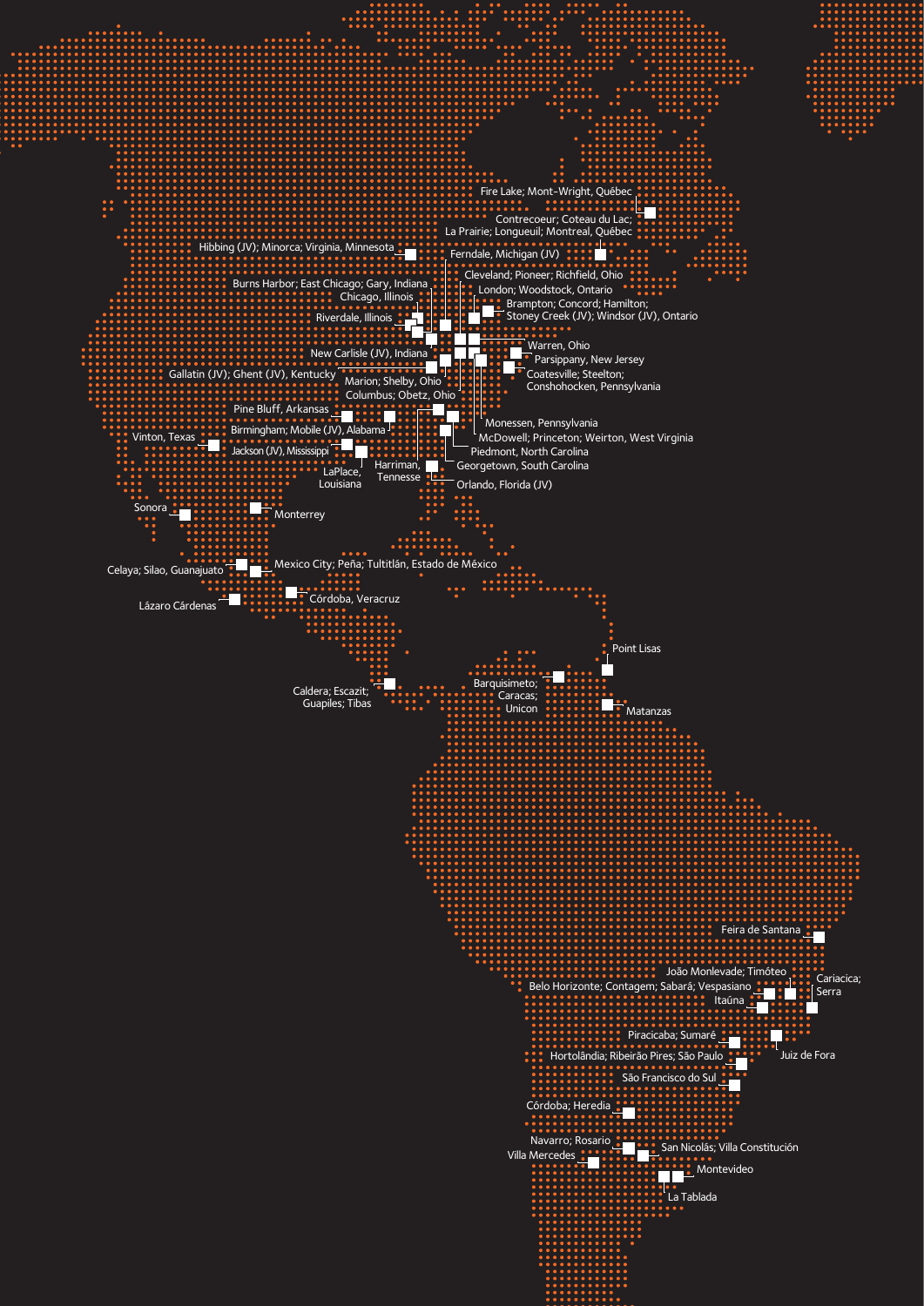Fire Lake; Mont-Wright, Québec

Contrecoeur; Coteau du Lac; La Prairie; Longueuil; Montreal, Québec

Hibbing (JV); Minorca; Virginia, Minnesota

Ferndale, Michigan (JV)

Burns Harbor; East Chicago; Gary, Indiana

Cleveland; Pioneer; Richfield, Ohio

Chicago, Illinois

London; Woodstock, Ontario

Riverdale, Illinois

Brampton; Concord; Hamilton; Stoney Creek (JV); Windsor (JV), Ontario

Warren, Ohio

New Carlisle (JV), Indiana

Parsippany, New Jersey

Gallatin (JV); Ghent (JV), Kentucky

Marion; Shelby, Ohio

Coatesville; Steelton; Conshohocken, Pennsylvania

Columbus; Obetz, Ohio

Pine Bluff, Arkansas

Monessen, Pennsylvania

Birmingham; Mobile (JV), Alabama

McDowell; Princeton; Weirton, West Virginia

Vinton, Texas

Jackson (JV), Mississippi

Piedmont, North Carolina

LaPlace, Louisiana

Harriman, Tennesse

Georgetown, South Carolina

Orlando, Florida (JV)

Sonora

Monterrey

Celaya; Silao, Guanajuato

Mexico City; Peña; Tultitlán, Estado de México

Lázaro Cárdenas

Córdoba, Veracruz

Point Lisas

Caldera; Escazit; Guapiles; Tibas

Barquisimeto; Caracas; Unicon

Matanzas

Feira de Santana

João Monlevade; Timóteo

Belo Horizonte; Contagem; Sabará; Vespasiano

Cariacica; Serra

Itaúna

Piracicaba; Sumaré

Juiz de Fora

Hortolândia; Ribeirão Pires; São Paulo

São Francisco do Sul

Córdoba; Heredia

Navarro; Rosario

San Nicolás; Villa Constitución

Villa Mercedes

Montevideo

La Tablada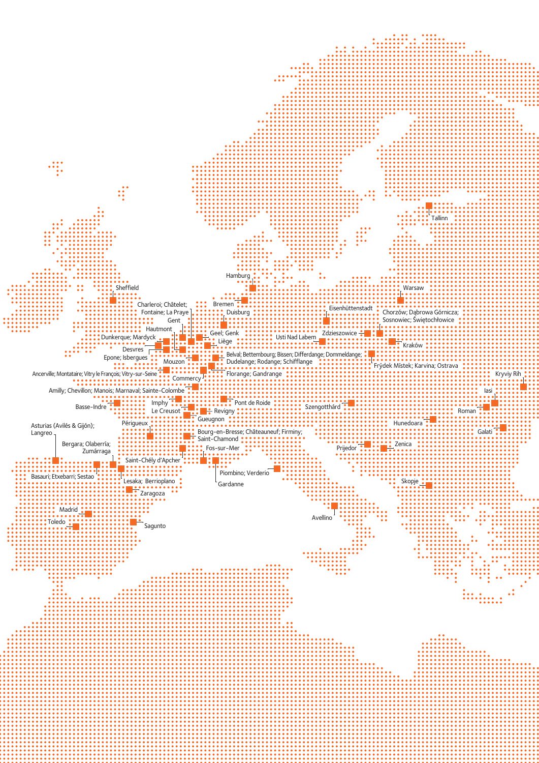Tallinn

Hamburg

Sheffield

Warsaw

Bremen

Charleroi; Châtelet; Fontaine; La Praye

Duisburg

Eisenhüttenstadt

Chorzów; Dąbrowa Górnicza; Sosnowiec; Świętochłowice

Gent

Hautmont

Geel; Genk

Usti Nad Labem

Zdzieszowice

Dunkerque; Mardyck

Liège

Kraków

Desvres

Belval; Bettembourg; Bissen; Differdange; Dommeldange; Dudelange; Rodange; Schifflange

Epone; Isbergues

Mouzon

Frýdek Místek; Karvina; Ostrava

Ancerville; Montataire; Vitry le François; Vitry-sur-Seine

Florange; Gandrange

Commercy

Kryviy Rih

Amilly; Chevillon; Manois; Marnaval; Sainte-Colombe

Iasi

Imphy

Pont de Roide

Basse-Indre

Szengotthárd

Le Creusot

Revigny

Roman

Gueugnon

Hunedoara

Périgueux

Asturias (Avilés & Gijón); Langreo

Bourg-en-Bresse; Châteauneuf; Firminy; Saint-Chamond

Galati

Bergara; Olaberría; Zumárraga

Fos-sur-Mer

Prijedor

Zenica

Saint-Chély d'Apcher

Basauri; Etxebarri; Sestao

Piombino; Verderio

Lesaka; Berrioplano

Gardanne

Skopje

Zaragoza

Madrid

Avellino

Toledo

Sagunto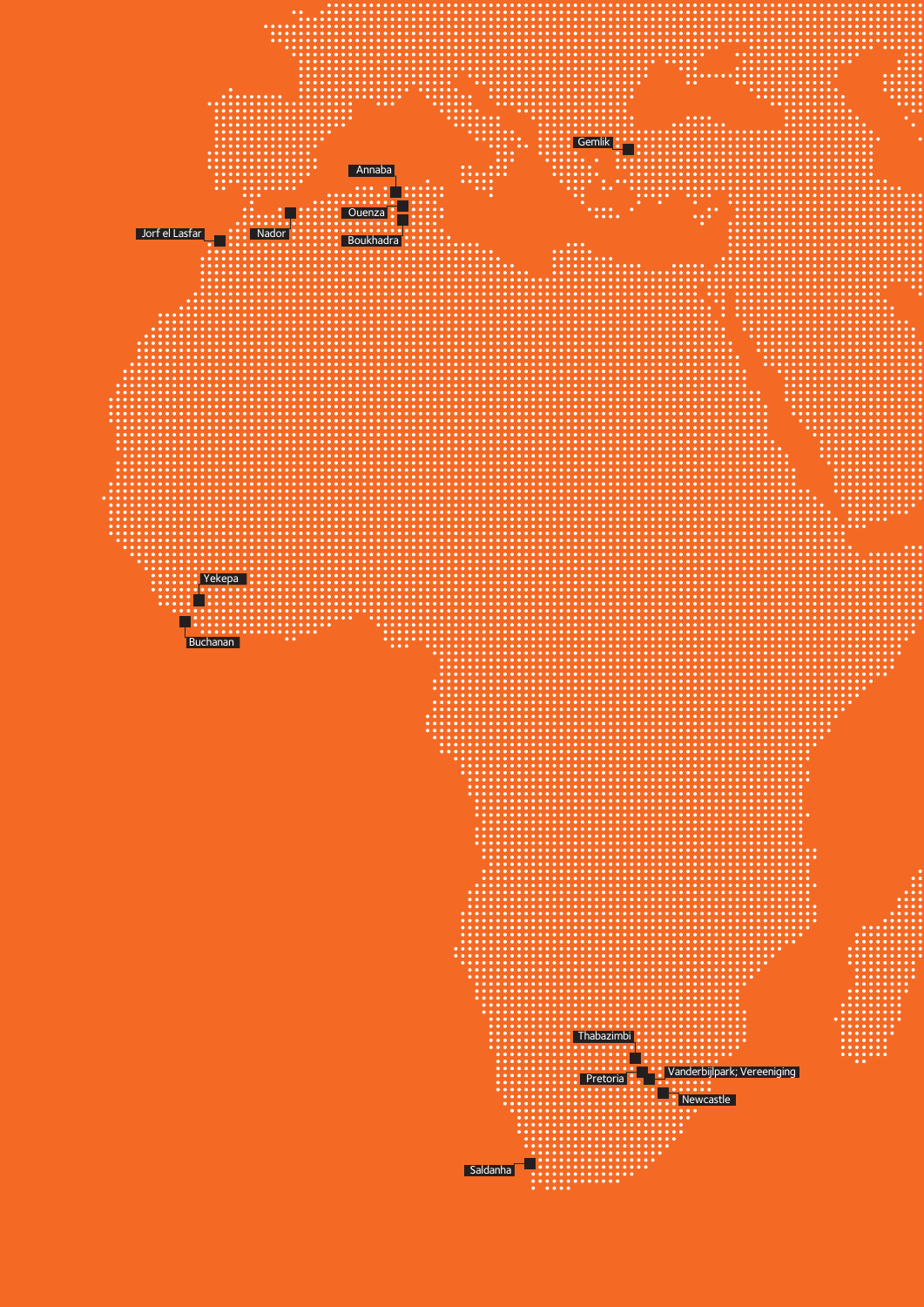Gemlik

Annaba

Ouenza

Nador

Jorf el Lasfar

Boukhadra

Yekepa

Buchanan

Thabazimbi

Vanderbijlpark; Vereeniging

Pretoria

Newcastle

Saldanha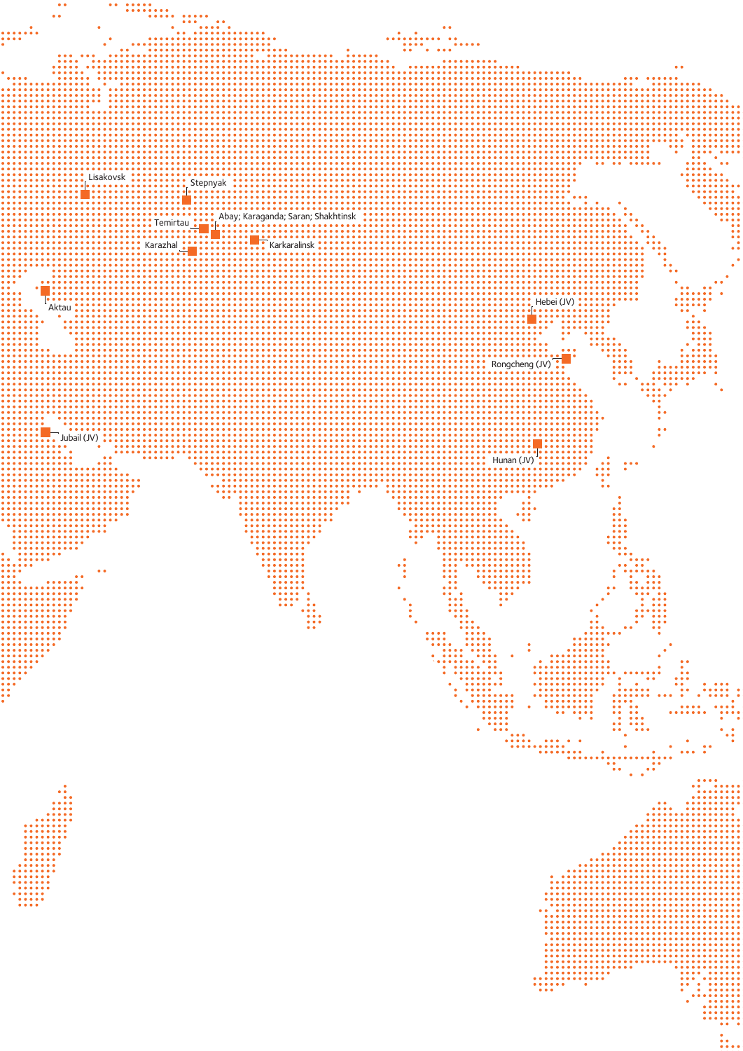Lisakovsk

Stepnyak

Temirtau

Abay; Karaganda; Saran; Shakhtinsk

Karazhal

Karkaralinsk

Aktau

Hebei (JV)

Rongcheng (JV)

Jubail (JV)

Hunan (JV)